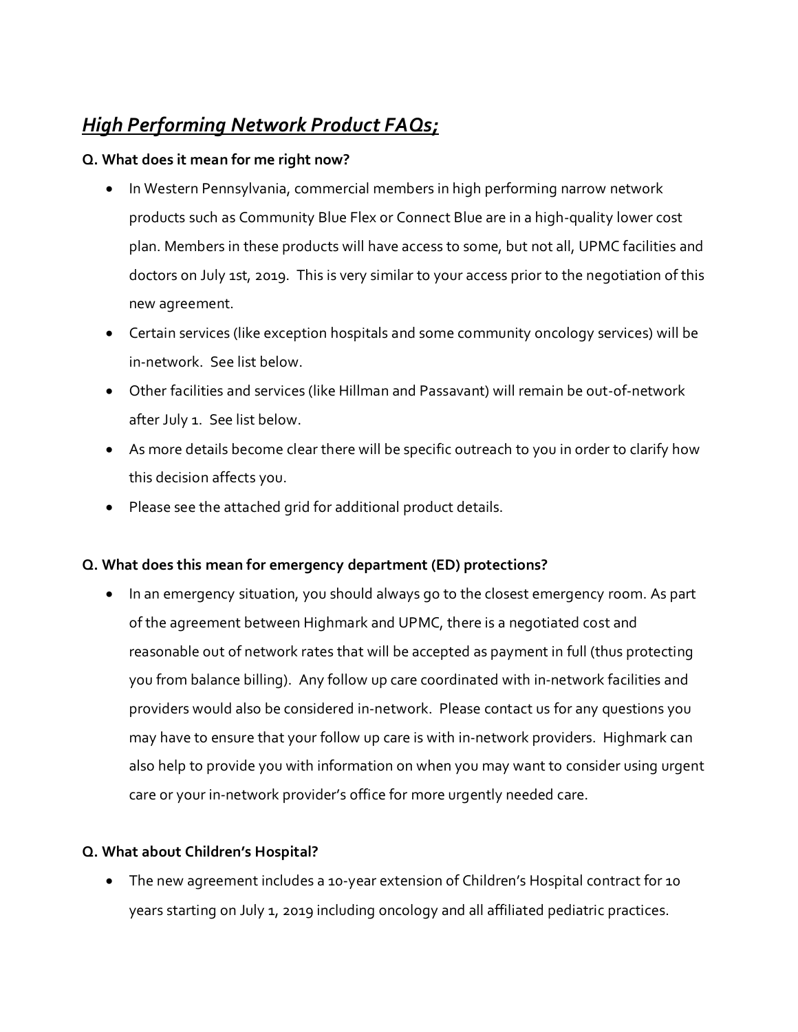# ***High Performing Network Product FAQs;***

**Q. What does it mean for me right now?**

- In Western Pennsylvania, commercial members in high performing narrow network products such as Community Blue Flex or Connect Blue are in a high-quality lower cost plan. Members in these products will have access to some, but not all, UPMC facilities and doctors on July 1st, 2019. This is very similar to your access prior to the negotiation of this new agreement.
- Certain services (like exception hospitals and some community oncology services) will be in-network. See list below.
- Other facilities and services (like Hillman and Passavant) will remain be out-of-network after July 1. See list below.
- As more details become clear there will be specific outreach to you in order to clarify how this decision affects you.
- Please see the attached grid for additional product details.

**Q. What does this mean for emergency department (ED) protections?**

- In an emergency situation, you should always go to the closest emergency room. As part of the agreement between Highmark and UPMC, there is a negotiated cost and reasonable out of network rates that will be accepted as payment in full (thus protecting you from balance billing). Any follow up care coordinated with in-network facilities and providers would also be considered in-network. Please contact us for any questions you may have to ensure that your follow up care is with in-network providers. Highmark can also help to provide you with information on when you may want to consider using urgent care or your in-network provider's office for more urgently needed care.

**Q. What about Children's Hospital?**

- The new agreement includes a 10-year extension of Children's Hospital contract for 10 years starting on July 1, 2019 including oncology and all affiliated pediatric practices.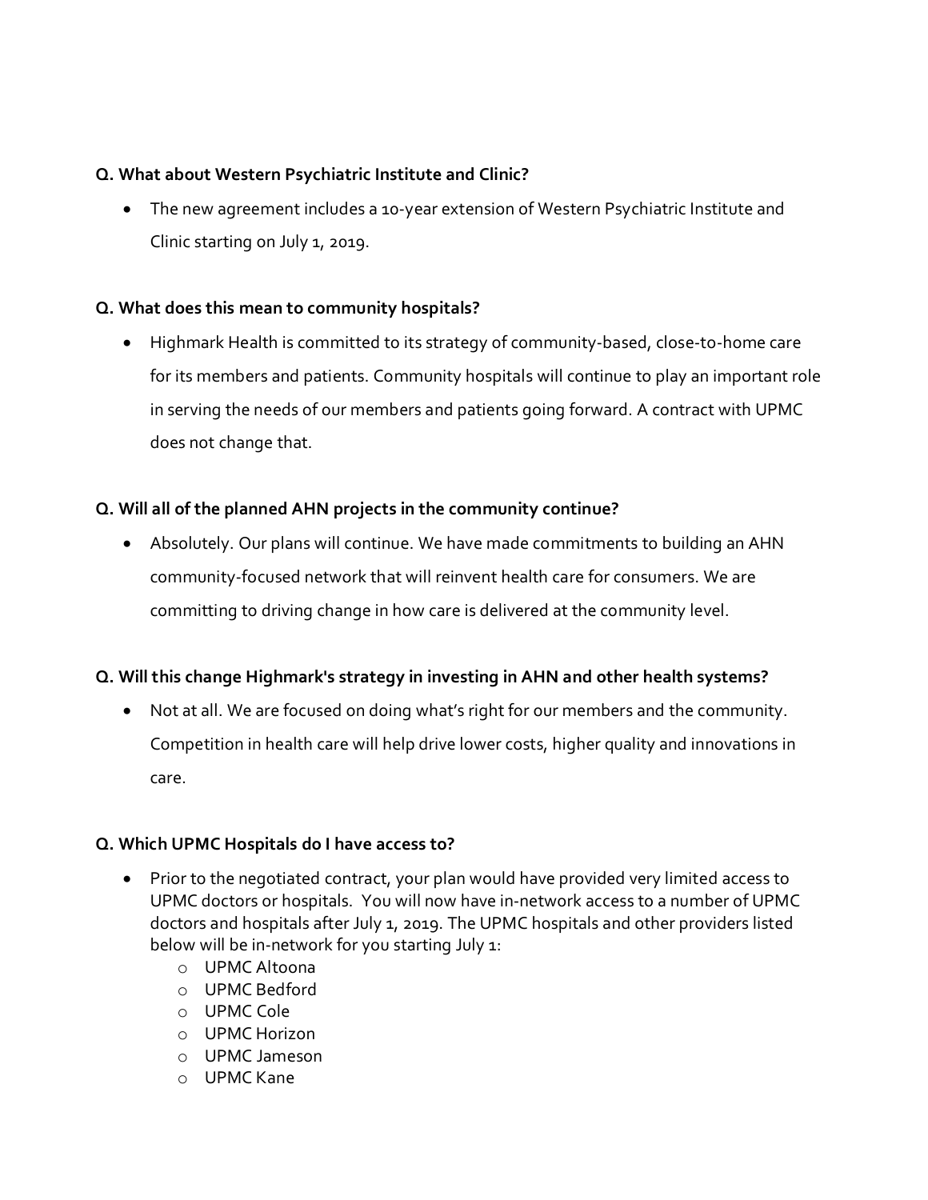**Q. What about Western Psychiatric Institute and Clinic?**

- The new agreement includes a 10-year extension of Western Psychiatric Institute and Clinic starting on July 1, 2019.

**Q. What does this mean to community hospitals?**

- Highmark Health is committed to its strategy of community-based, close-to-home care for its members and patients. Community hospitals will continue to play an important role in serving the needs of our members and patients going forward. A contract with UPMC does not change that.

**Q. Will all of the planned AHN projects in the community continue?**

- Absolutely. Our plans will continue. We have made commitments to building an AHN community-focused network that will reinvent health care for consumers. We are committing to driving change in how care is delivered at the community level.

**Q. Will this change Highmark's strategy in investing in AHN and other health systems?**

- Not at all. We are focused on doing what's right for our members and the community. Competition in health care will help drive lower costs, higher quality and innovations in care.

**Q. Which UPMC Hospitals do I have access to?**

- Prior to the negotiated contract, your plan would have provided very limited access to UPMC doctors or hospitals. You will now have in-network access to a number of UPMC doctors and hospitals after July 1, 2019. The UPMC hospitals and other providers listed below will be in-network for you starting July 1:
  - UPMC Altoona
  - UPMC Bedford
  - UPMC Cole
  - UPMC Horizon
  - UPMC Jameson
  - UPMC Kane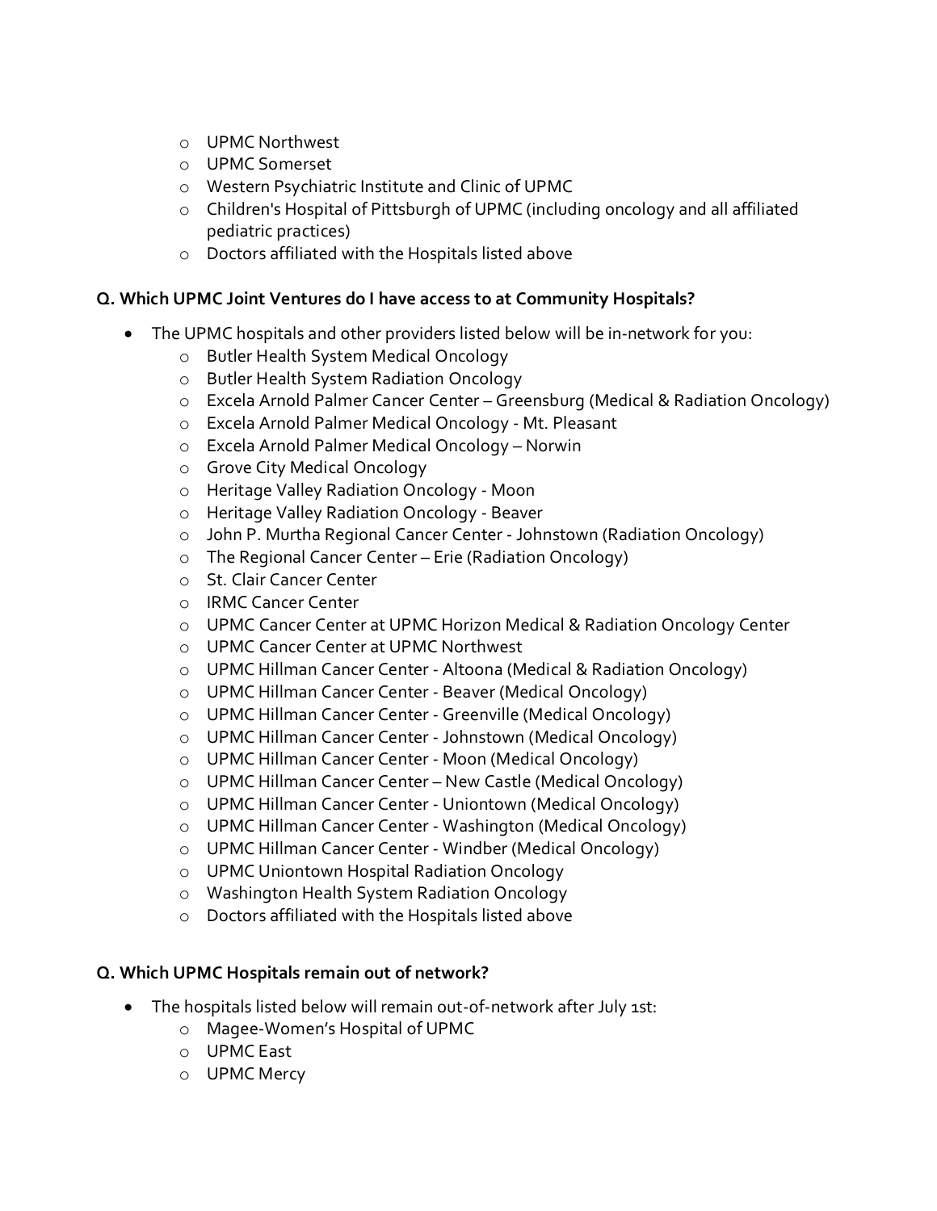- UPMC Northwest
  - UPMC Somerset
  - Western Psychiatric Institute and Clinic of UPMC
  - Children's Hospital of Pittsburgh of UPMC (including oncology and all affiliated pediatric practices)
  - Doctors affiliated with the Hospitals listed above

**Q. Which UPMC Joint Ventures do I have access to at Community Hospitals?**

- The UPMC hospitals and other providers listed below will be in-network for you:
  - Butler Health System Medical Oncology
  - Butler Health System Radiation Oncology
  - Excela Arnold Palmer Cancer Center – Greensburg (Medical & Radiation Oncology)
  - Excela Arnold Palmer Medical Oncology - Mt. Pleasant
  - Excela Arnold Palmer Medical Oncology – Norwin
  - Grove City Medical Oncology
  - Heritage Valley Radiation Oncology - Moon
  - Heritage Valley Radiation Oncology - Beaver
  - John P. Murtha Regional Cancer Center - Johnstown (Radiation Oncology)
  - The Regional Cancer Center – Erie (Radiation Oncology)
  - St. Clair Cancer Center
  - IRMC Cancer Center
  - UPMC Cancer Center at UPMC Horizon Medical & Radiation Oncology Center
  - UPMC Cancer Center at UPMC Northwest
  - UPMC Hillman Cancer Center - Altoona (Medical & Radiation Oncology)
  - UPMC Hillman Cancer Center - Beaver (Medical Oncology)
  - UPMC Hillman Cancer Center - Greenville (Medical Oncology)
  - UPMC Hillman Cancer Center - Johnstown (Medical Oncology)
  - UPMC Hillman Cancer Center - Moon (Medical Oncology)
  - UPMC Hillman Cancer Center – New Castle (Medical Oncology)
  - UPMC Hillman Cancer Center - Uniontown (Medical Oncology)
  - UPMC Hillman Cancer Center - Washington (Medical Oncology)
  - UPMC Hillman Cancer Center - Windber (Medical Oncology)
  - UPMC Uniontown Hospital Radiation Oncology
  - Washington Health System Radiation Oncology
  - Doctors affiliated with the Hospitals listed above

**Q. Which UPMC Hospitals remain out of network?**

- The hospitals listed below will remain out-of-network after July 1st:
  - Magee-Women's Hospital of UPMC
  - UPMC East
  - UPMC Mercy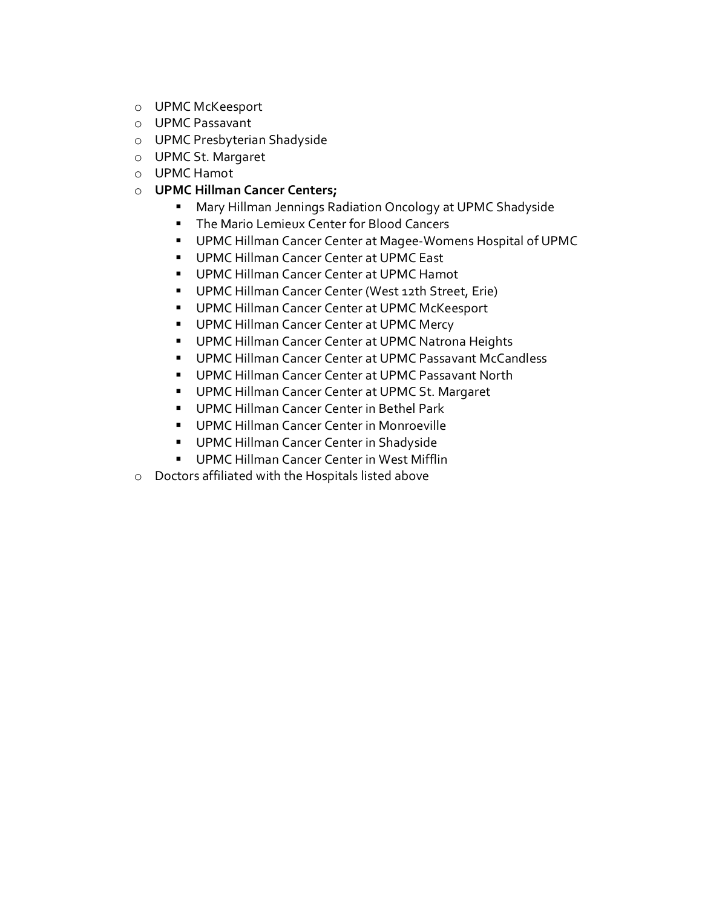- UPMC McKeesport
- UPMC Passavant
- UPMC Presbyterian Shadyside
- UPMC St. Margaret
- UPMC Hamot
- **UPMC Hillman Cancer Centers;**
  - Mary Hillman Jennings Radiation Oncology at UPMC Shadyside
  - The Mario Lemieux Center for Blood Cancers
  - UPMC Hillman Cancer Center at Magee-Womens Hospital of UPMC
  - UPMC Hillman Cancer Center at UPMC East
  - UPMC Hillman Cancer Center at UPMC Hamot
  - UPMC Hillman Cancer Center (West 12th Street, Erie)
  - UPMC Hillman Cancer Center at UPMC McKeesport
  - UPMC Hillman Cancer Center at UPMC Mercy
  - UPMC Hillman Cancer Center at UPMC Natrona Heights
  - UPMC Hillman Cancer Center at UPMC Passavant McCandless
  - UPMC Hillman Cancer Center at UPMC Passavant North
  - UPMC Hillman Cancer Center at UPMC St. Margaret
  - UPMC Hillman Cancer Center in Bethel Park
  - UPMC Hillman Cancer Center in Monroeville
  - UPMC Hillman Cancer Center in Shadyside
  - UPMC Hillman Cancer Center in West Mifflin
- Doctors affiliated with the Hospitals listed above